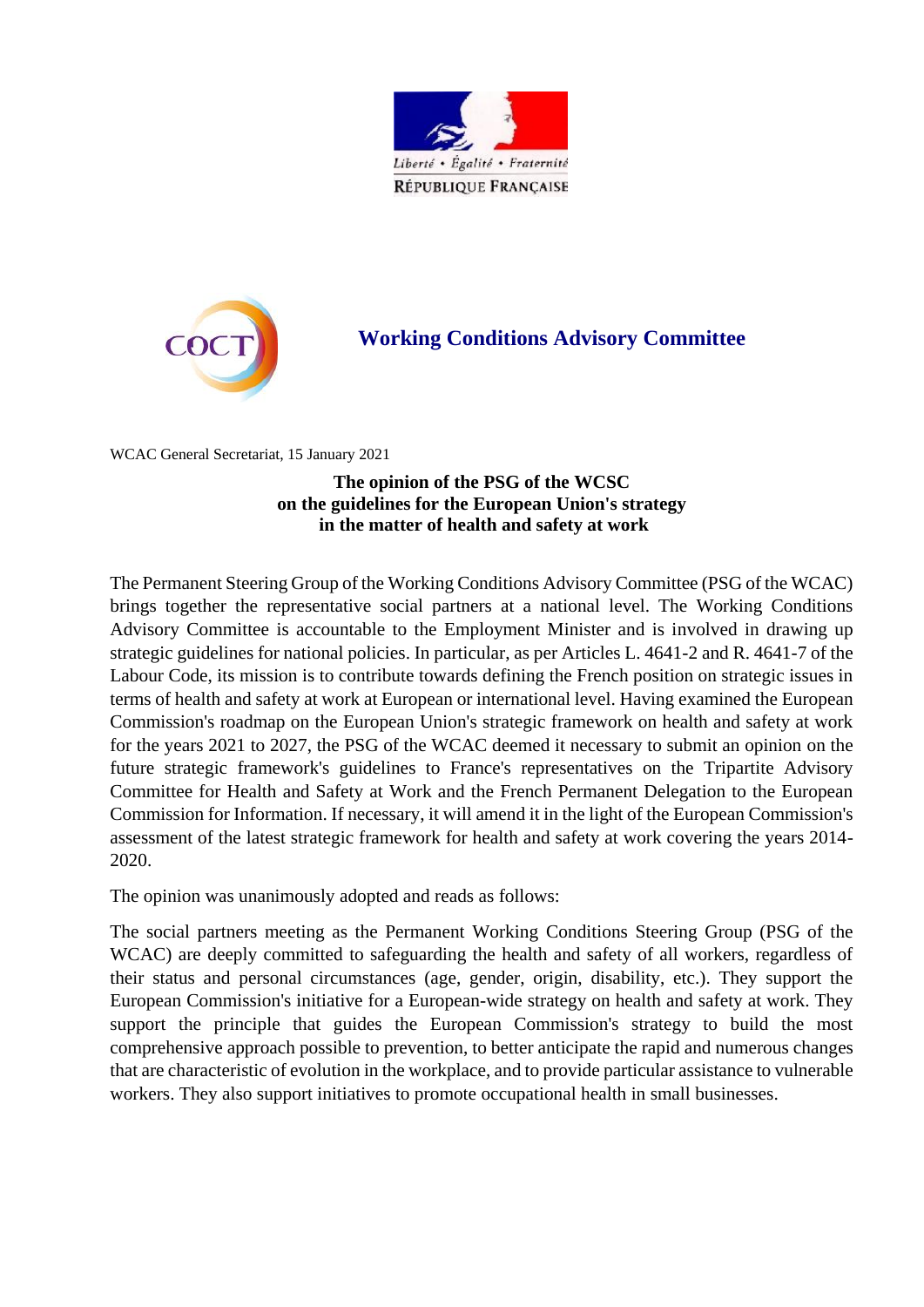Liberté • Égalité • Fraternité

RÉPUBLIQUE FRANÇAISE

COCT

# Working Conditions Advisory Committee

WCAC General Secretariat, 15 January 2021

## The opinion of the PSG of the WCSC on the guidelines for the European Union's strategy in the matter of health and safety at work

The Permanent Steering Group of the Working Conditions Advisory Committee (PSG of the WCAC) brings together the representative social partners at a national level. The Working Conditions Advisory Committee is accountable to the Employment Minister and is involved in drawing up strategic guidelines for national policies. In particular, as per Articles L. 4641-2 and R. 4641-7 of the Labour Code, its mission is to contribute towards defining the French position on strategic issues in terms of health and safety at work at European or international level. Having examined the European Commission's roadmap on the European Union's strategic framework on health and safety at work for the years 2021 to 2027, the PSG of the WCAC deemed it necessary to submit an opinion on the future strategic framework's guidelines to France's representatives on the Tripartite Advisory Committee for Health and Safety at Work and the French Permanent Delegation to the European Commission for Information. If necessary, it will amend it in the light of the European Commission's assessment of the latest strategic framework for health and safety at work covering the years 2014-2020.

The opinion was unanimously adopted and reads as follows:

The social partners meeting as the Permanent Working Conditions Steering Group (PSG of the WCAC) are deeply committed to safeguarding the health and safety of all workers, regardless of their status and personal circumstances (age, gender, origin, disability, etc.). They support the European Commission's initiative for a European-wide strategy on health and safety at work. They support the principle that guides the European Commission's strategy to build the most comprehensive approach possible to prevention, to better anticipate the rapid and numerous changes that are characteristic of evolution in the workplace, and to provide particular assistance to vulnerable workers. They also support initiatives to promote occupational health in small businesses.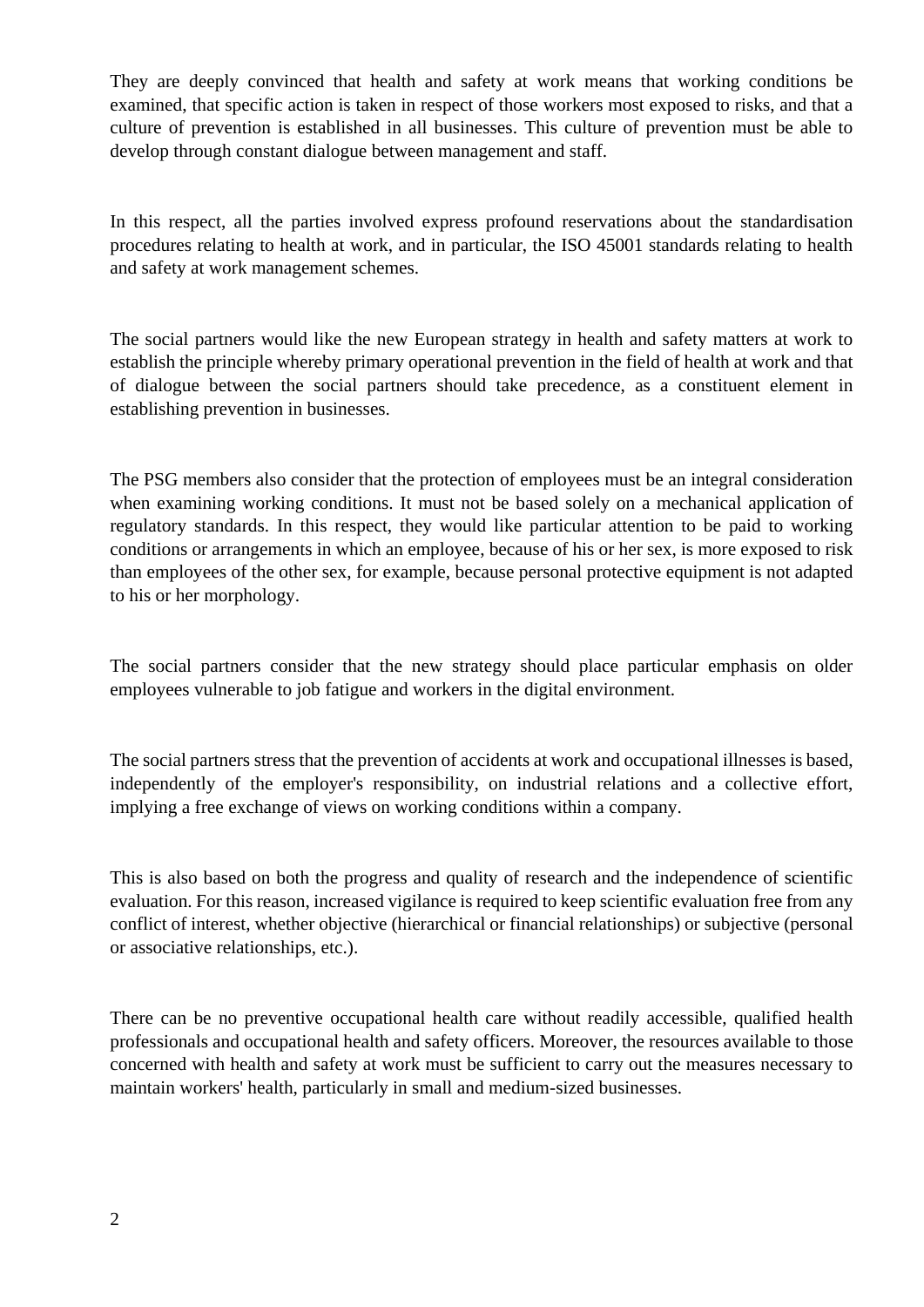They are deeply convinced that health and safety at work means that working conditions be examined, that specific action is taken in respect of those workers most exposed to risks, and that a culture of prevention is established in all businesses. This culture of prevention must be able to develop through constant dialogue between management and staff.

In this respect, all the parties involved express profound reservations about the standardisation procedures relating to health at work, and in particular, the ISO 45001 standards relating to health and safety at work management schemes.

The social partners would like the new European strategy in health and safety matters at work to establish the principle whereby primary operational prevention in the field of health at work and that of dialogue between the social partners should take precedence, as a constituent element in establishing prevention in businesses.

The PSG members also consider that the protection of employees must be an integral consideration when examining working conditions. It must not be based solely on a mechanical application of regulatory standards. In this respect, they would like particular attention to be paid to working conditions or arrangements in which an employee, because of his or her sex, is more exposed to risk than employees of the other sex, for example, because personal protective equipment is not adapted to his or her morphology.

The social partners consider that the new strategy should place particular emphasis on older employees vulnerable to job fatigue and workers in the digital environment.

The social partners stress that the prevention of accidents at work and occupational illnesses is based, independently of the employer's responsibility, on industrial relations and a collective effort, implying a free exchange of views on working conditions within a company.

This is also based on both the progress and quality of research and the independence of scientific evaluation. For this reason, increased vigilance is required to keep scientific evaluation free from any conflict of interest, whether objective (hierarchical or financial relationships) or subjective (personal or associative relationships, etc.).

There can be no preventive occupational health care without readily accessible, qualified health professionals and occupational health and safety officers. Moreover, the resources available to those concerned with health and safety at work must be sufficient to carry out the measures necessary to maintain workers' health, particularly in small and medium-sized businesses.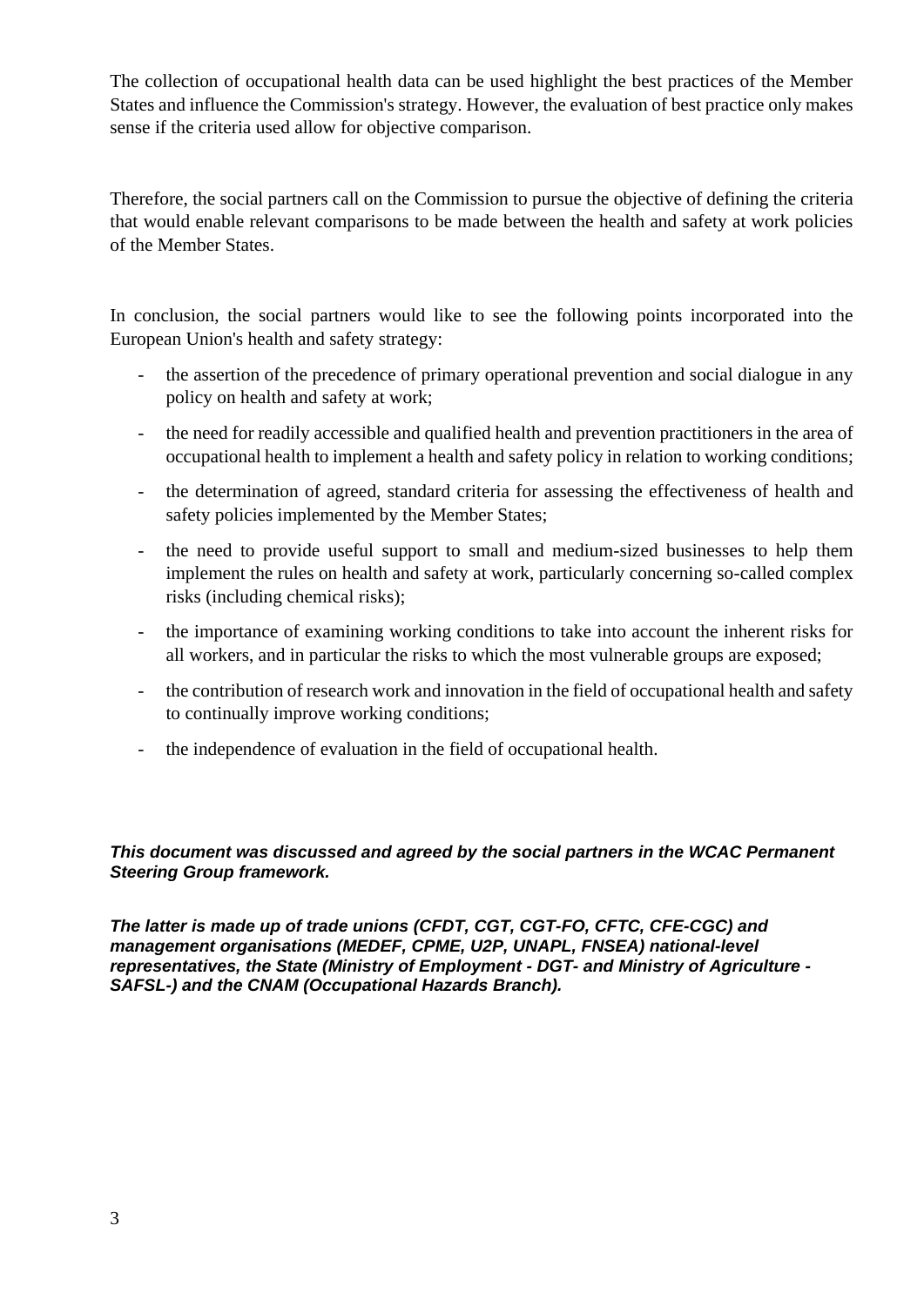The collection of occupational health data can be used highlight the best practices of the Member States and influence the Commission's strategy. However, the evaluation of best practice only makes sense if the criteria used allow for objective comparison.

Therefore, the social partners call on the Commission to pursue the objective of defining the criteria that would enable relevant comparisons to be made between the health and safety at work policies of the Member States.

In conclusion, the social partners would like to see the following points incorporated into the European Union's health and safety strategy:

- the assertion of the precedence of primary operational prevention and social dialogue in any policy on health and safety at work;
- the need for readily accessible and qualified health and prevention practitioners in the area of occupational health to implement a health and safety policy in relation to working conditions;
- the determination of agreed, standard criteria for assessing the effectiveness of health and safety policies implemented by the Member States;
- the need to provide useful support to small and medium-sized businesses to help them implement the rules on health and safety at work, particularly concerning so-called complex risks (including chemical risks);
- the importance of examining working conditions to take into account the inherent risks for all workers, and in particular the risks to which the most vulnerable groups are exposed;
- the contribution of research work and innovation in the field of occupational health and safety to continually improve working conditions;
- the independence of evaluation in the field of occupational health.

***This document was discussed and agreed by the social partners in the WCAC Permanent Steering Group framework.***

***The latter is made up of trade unions (CFDT, CGT, CGT-FO, CFTC, CFE-CGC) and management organisations (MEDEF, CPME, U2P, UNAPL, FNSEA) national-level representatives, the State (Ministry of Employment - DGT- and Ministry of Agriculture - SAFSL-) and the CNAM (Occupational Hazards Branch).***